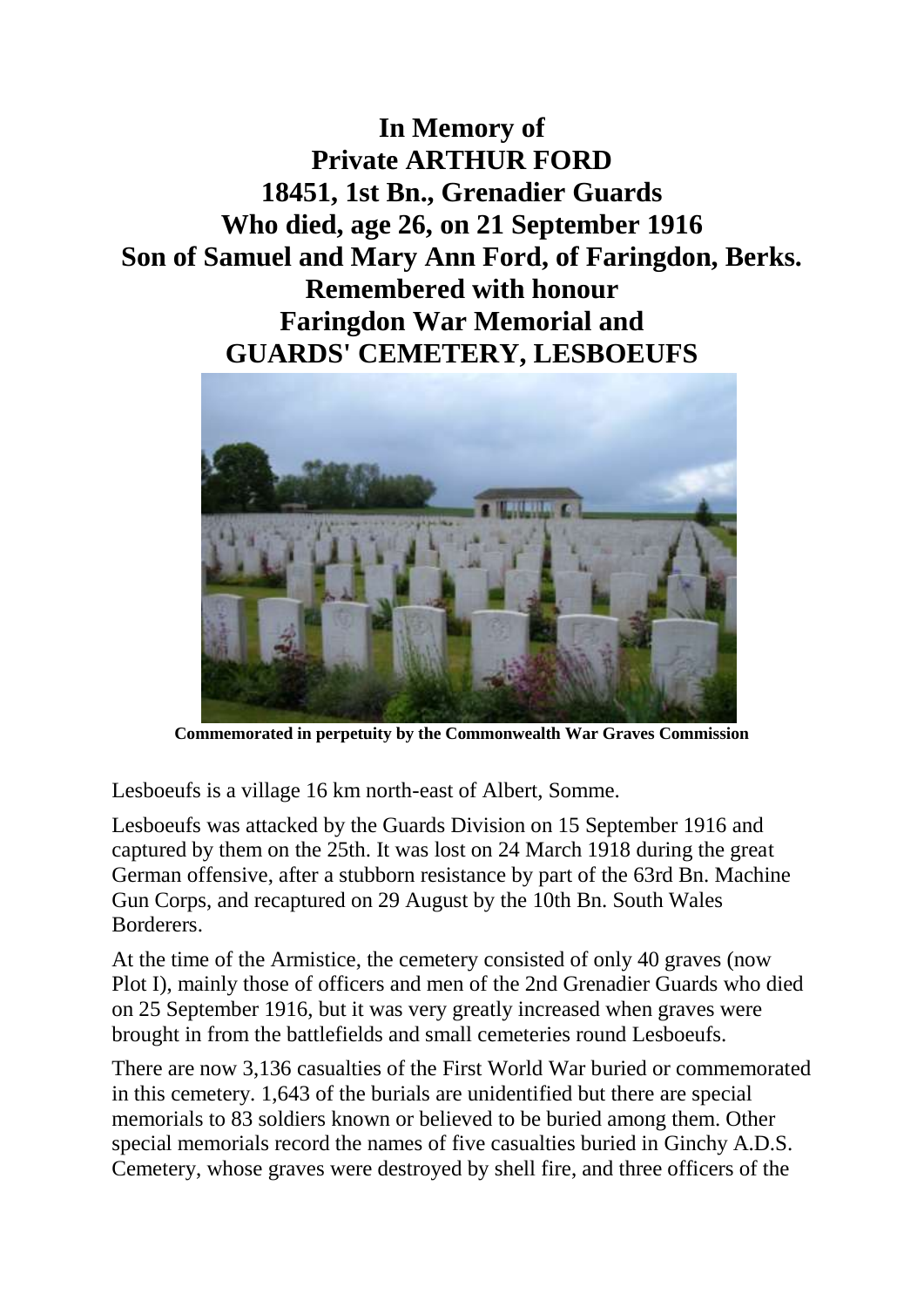# In Memory of
# Private ARTHUR FORD
# 18451, 1st Bn., Grenadier Guards
# Who died, age 26, on 21 September 1916
# Son of Samuel and Mary Ann Ford, of Faringdon, Berks.
# Remembered with honour
# Faringdon War Memorial and
# GUARDS' CEMETERY, LESBOEUFS

**Commemorated in perpetuity by the Commonwealth War Graves Commission**

Lesboeufs is a village 16 km north-east of Albert, Somme.

Lesboeufs was attacked by the Guards Division on 15 September 1916 and captured by them on the 25th. It was lost on 24 March 1918 during the great German offensive, after a stubborn resistance by part of the 63rd Bn. Machine Gun Corps, and recaptured on 29 August by the 10th Bn. South Wales Borderers.

At the time of the Armistice, the cemetery consisted of only 40 graves (now Plot I), mainly those of officers and men of the 2nd Grenadier Guards who died on 25 September 1916, but it was very greatly increased when graves were brought in from the battlefields and small cemeteries round Lesboeufs.

There are now 3,136 casualties of the First World War buried or commemorated in this cemetery. 1,643 of the burials are unidentified but there are special memorials to 83 soldiers known or believed to be buried among them. Other special memorials record the names of five casualties buried in Ginchy A.D.S. Cemetery, whose graves were destroyed by shell fire, and three officers of the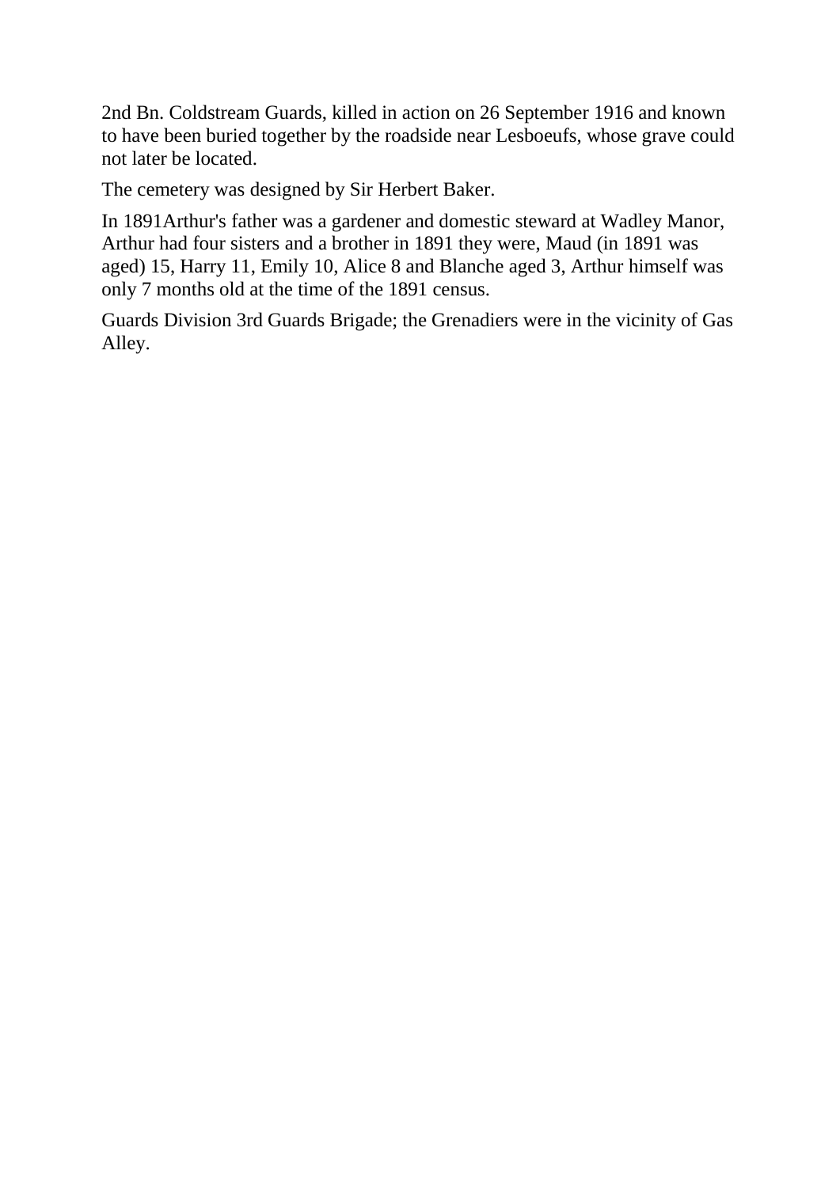2nd Bn. Coldstream Guards, killed in action on 26 September 1916 and known to have been buried together by the roadside near Lesboeufs, whose grave could not later be located.

The cemetery was designed by Sir Herbert Baker.

In 1891Arthur's father was a gardener and domestic steward at Wadley Manor, Arthur had four sisters and a brother in 1891 they were, Maud (in 1891 was aged) 15, Harry 11, Emily 10, Alice 8 and Blanche aged 3, Arthur himself was only 7 months old at the time of the 1891 census.

Guards Division 3rd Guards Brigade; the Grenadiers were in the vicinity of Gas Alley.